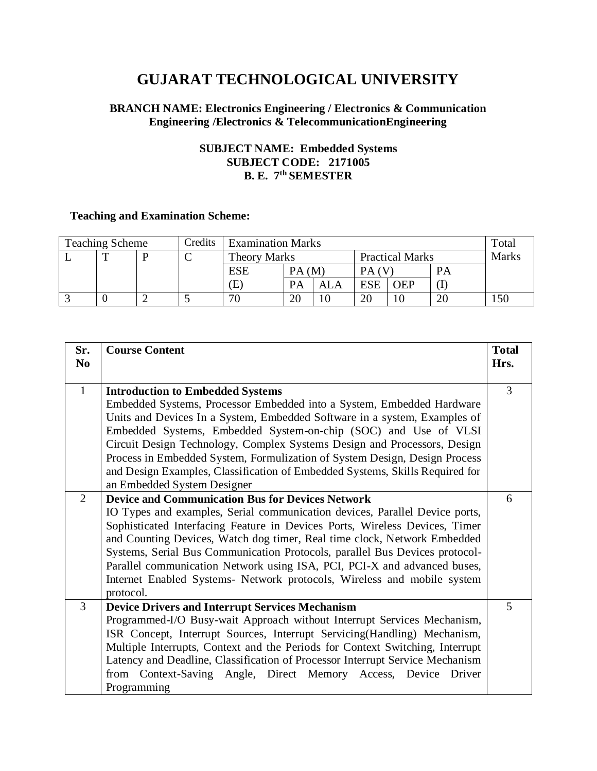# GUJARAT TECHNOLOGICAL UNIVERSITY

**BRANCH NAME: Electronics Engineering / Electronics & Communication Engineering /Electronics & TelecommunicationEngineering**

**SUBJECT NAME: Embedded Systems**
**SUBJECT CODE: 2171005**
**B. E. 7th SEMESTER**

**Teaching and Examination Scheme:**

| Teaching Scheme | | | Credits | Examination Marks | | | | | | Total Marks |
|---|---|---|---|---|---|---|---|---|---|---|
| L | T | P | C | Theory Marks | | | Practical Marks | | | |
| | | | | ESE (E) | PA (M) | | PA (V) | | PA (I) | |
| | | | | | PA | ALA | ESE | OEP | | |
| 3 | 0 | 2 | 5 | 70 | 20 | 10 | 20 | 10 | 20 | 150 |

| Sr. No | Course Content | Total Hrs. |
|---|---|---|
| 1 | **Introduction to Embedded Systems**<br>Embedded Systems, Processor Embedded into a System, Embedded Hardware Units and Devices In a System, Embedded Software in a system, Examples of Embedded Systems, Embedded System-on-chip (SOC) and Use of VLSI Circuit Design Technology, Complex Systems Design and Processors, Design Process in Embedded System, Formulization of System Design, Design Process and Design Examples, Classification of Embedded Systems, Skills Required for an Embedded System Designer | 3 |
| 2 | **Device and Communication Bus for Devices Network**<br>IO Types and examples, Serial communication devices, Parallel Device ports, Sophisticated Interfacing Feature in Devices Ports, Wireless Devices, Timer and Counting Devices, Watch dog timer, Real time clock, Network Embedded Systems, Serial Bus Communication Protocols, parallel Bus Devices protocol-Parallel communication Network using ISA, PCI, PCI-X and advanced buses, Internet Enabled Systems- Network protocols, Wireless and mobile system protocol. | 6 |
| 3 | **Device Drivers and Interrupt Services Mechanism**<br>Programmed-I/O Busy-wait Approach without Interrupt Services Mechanism, ISR Concept, Interrupt Sources, Interrupt Servicing(Handling) Mechanism, Multiple Interrupts, Context and the Periods for Context Switching, Interrupt Latency and Deadline, Classification of Processor Interrupt Service Mechanism from Context-Saving Angle, Direct Memory Access, Device Driver Programming | 5 |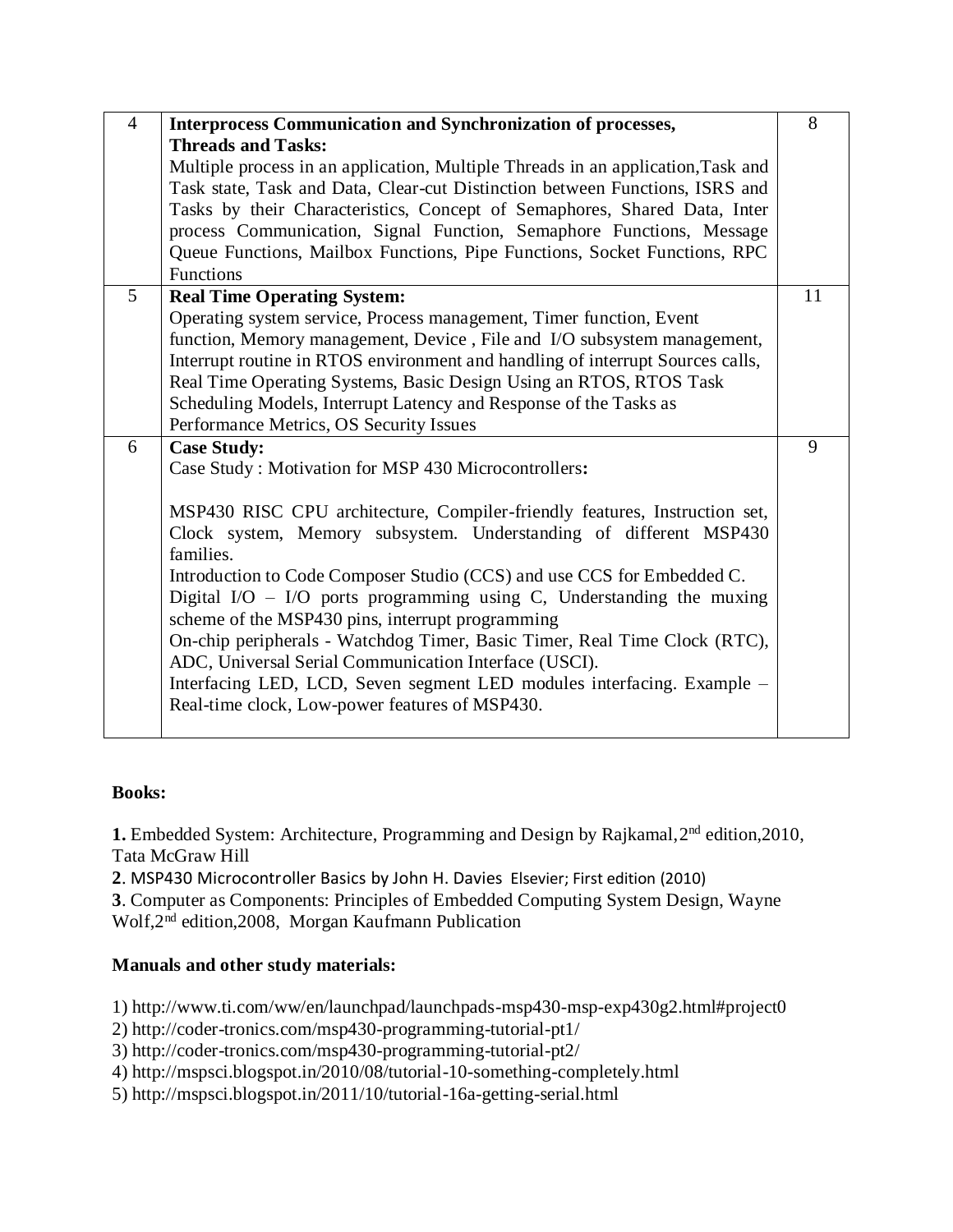| | | |
|---|---|---|
| 4 | **Interprocess Communication and Synchronization of processes, Threads and Tasks:**<br>Multiple process in an application, Multiple Threads in an application,Task and Task state, Task and Data, Clear-cut Distinction between Functions, ISRS and Tasks by their Characteristics, Concept of Semaphores, Shared Data, Inter process Communication, Signal Function, Semaphore Functions, Message Queue Functions, Mailbox Functions, Pipe Functions, Socket Functions, RPC Functions | 8 |
| 5 | **Real Time Operating System:**<br>Operating system service, Process management, Timer function, Event function, Memory management, Device , File and I/O subsystem management, Interrupt routine in RTOS environment and handling of interrupt Sources calls, Real Time Operating Systems, Basic Design Using an RTOS, RTOS Task Scheduling Models, Interrupt Latency and Response of the Tasks as Performance Metrics, OS Security Issues | 11 |
| 6 | **Case Study:**<br>Case Study : Motivation for MSP 430 Microcontrollers**:**<br><br>MSP430 RISC CPU architecture, Compiler-friendly features, Instruction set, Clock system, Memory subsystem. Understanding of different MSP430 families.<br>Introduction to Code Composer Studio (CCS) and use CCS for Embedded C.<br>Digital I/O – I/O ports programming using C, Understanding the muxing scheme of the MSP430 pins, interrupt programming<br>On-chip peripherals - Watchdog Timer, Basic Timer, Real Time Clock (RTC), ADC, Universal Serial Communication Interface (USCI).<br>Interfacing LED, LCD, Seven segment LED modules interfacing. Example – Real-time clock, Low-power features of MSP430. | 9 |

**Books:**

**1.** Embedded System: Architecture, Programming and Design by Rajkamal, 2nd edition,2010, Tata McGraw Hill

**2**. MSP430 Microcontroller Basics by John H. Davies Elsevier; First edition (2010)

**3**. Computer as Components: Principles of Embedded Computing System Design, Wayne Wolf, 2nd edition,2008, Morgan Kaufmann Publication

**Manuals and other study materials:**

1) http://www.ti.com/ww/en/launchpad/launchpads-msp430-msp-exp430g2.html#project0
2) http://coder-tronics.com/msp430-programming-tutorial-pt1/
3) http://coder-tronics.com/msp430-programming-tutorial-pt2/
4) http://mspsci.blogspot.in/2010/08/tutorial-10-something-completely.html
5) http://mspsci.blogspot.in/2011/10/tutorial-16a-getting-serial.html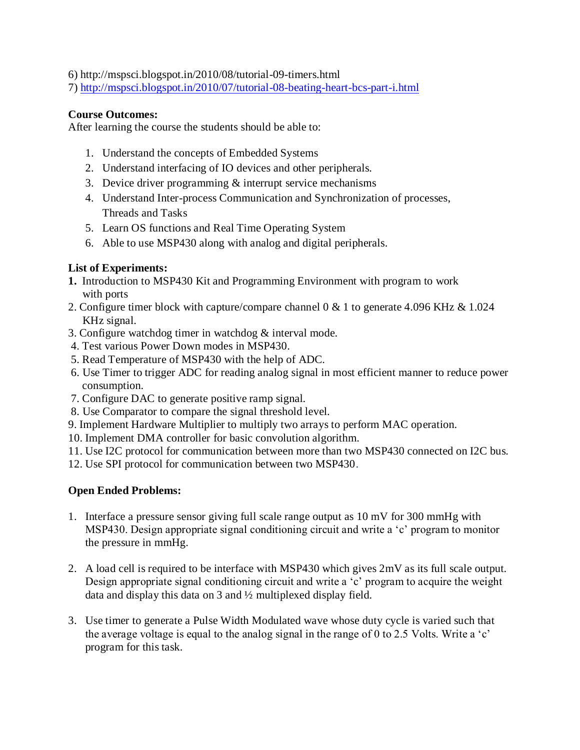6) http://mspsci.blogspot.in/2010/08/tutorial-09-timers.html
7) http://mspsci.blogspot.in/2010/07/tutorial-08-beating-heart-bcs-part-i.html

**Course Outcomes:**
After learning the course the students should be able to:

1. Understand the concepts of Embedded Systems
2. Understand interfacing of IO devices and other peripherals.
3. Device driver programming & interrupt service mechanisms
4. Understand Inter-process Communication and Synchronization of processes, Threads and Tasks
5. Learn OS functions and Real Time Operating System
6. Able to use MSP430 along with analog and digital peripherals.

**List of Experiments:**

1. Introduction to MSP430 Kit and Programming Environment with program to work with ports
2. Configure timer block with capture/compare channel 0 & 1 to generate 4.096 KHz & 1.024 KHz signal.
3. Configure watchdog timer in watchdog & interval mode.
4. Test various Power Down modes in MSP430.
5. Read Temperature of MSP430 with the help of ADC.
6. Use Timer to trigger ADC for reading analog signal in most efficient manner to reduce power consumption.
7. Configure DAC to generate positive ramp signal.
8. Use Comparator to compare the signal threshold level.
9. Implement Hardware Multiplier to multiply two arrays to perform MAC operation.
10. Implement DMA controller for basic convolution algorithm.
11. Use I2C protocol for communication between more than two MSP430 connected on I2C bus.
12. Use SPI protocol for communication between two MSP430.

**Open Ended Problems:**

1. Interface a pressure sensor giving full scale range output as 10 mV for 300 mmHg with MSP430. Design appropriate signal conditioning circuit and write a 'c' program to monitor the pressure in mmHg.

2. A load cell is required to be interface with MSP430 which gives 2mV as its full scale output. Design appropriate signal conditioning circuit and write a 'c' program to acquire the weight data and display this data on 3 and ½ multiplexed display field.

3. Use timer to generate a Pulse Width Modulated wave whose duty cycle is varied such that the average voltage is equal to the analog signal in the range of 0 to 2.5 Volts. Write a 'c' program for this task.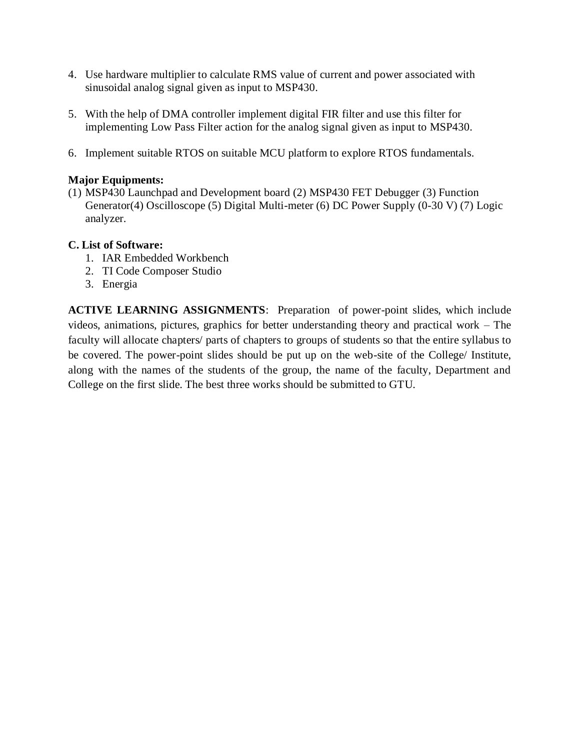4. Use hardware multiplier to calculate RMS value of current and power associated with sinusoidal analog signal given as input to MSP430.

5. With the help of DMA controller implement digital FIR filter and use this filter for implementing Low Pass Filter action for the analog signal given as input to MSP430.

6. Implement suitable RTOS on suitable MCU platform to explore RTOS fundamentals.

**Major Equipments:**

(1) MSP430 Launchpad and Development board (2) MSP430 FET Debugger (3) Function Generator(4) Oscilloscope (5) Digital Multi-meter (6) DC Power Supply (0-30 V) (7) Logic analyzer.

**C. List of Software:**

1. IAR Embedded Workbench
2. TI Code Composer Studio
3. Energia

**ACTIVE LEARNING ASSIGNMENTS**: Preparation of power-point slides, which include videos, animations, pictures, graphics for better understanding theory and practical work – The faculty will allocate chapters/ parts of chapters to groups of students so that the entire syllabus to be covered. The power-point slides should be put up on the web-site of the College/ Institute, along with the names of the students of the group, the name of the faculty, Department and College on the first slide. The best three works should be submitted to GTU.